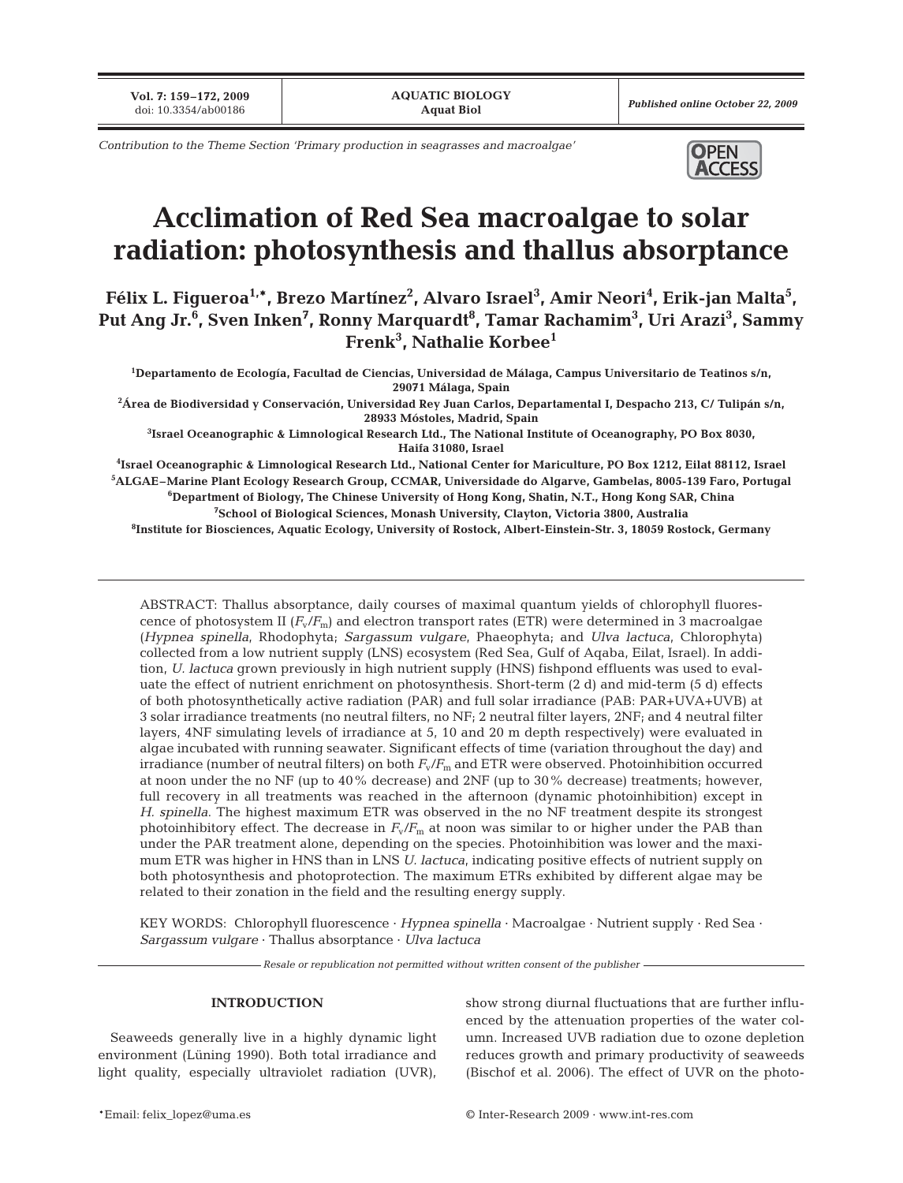Contribution to the Theme Section 'Primary production in seagrasses and macroalgae'

# Acclimation of Red Sea macroalgae to solar radiation: photosynthesis and thallus absorptance

**Félix L. Figueroa[1,*], Brezo Martínez[2], Alvaro Israel[3], Amir Neori[4], Erik-jan Malta[5], Put Ang Jr.[6], Sven Inken[7], Ronny Marquardt[8], Tamar Rachamim[3], Uri Arazi[3], Sammy Frenk[3], Nathalie Korbee[1]**

[1]Departamento de Ecología, Facultad de Ciencias, Universidad de Málaga, Campus Universitario de Teatinos s/n, 29071 Málaga, Spain

[2]Área de Biodiversidad y Conservación, Universidad Rey Juan Carlos, Departamental I, Despacho 213, C/ Tulipán s/n, 28933 Móstoles, Madrid, Spain

[3]Israel Oceanographic & Limnological Research Ltd., The National Institute of Oceanography, PO Box 8030, Haifa 31080, Israel

[4]Israel Oceanographic & Limnological Research Ltd., National Center for Mariculture, PO Box 1212, Eilat 88112, Israel

[5]ALGAE–Marine Plant Ecology Research Group, CCMAR, Universidade do Algarve, Gambelas, 8005-139 Faro, Portugal

[6]Department of Biology, The Chinese University of Hong Kong, Shatin, N.T., Hong Kong SAR, China

[7]School of Biological Sciences, Monash University, Clayton, Victoria 3800, Australia

[8]Institute for Biosciences, Aquatic Ecology, University of Rostock, Albert-Einstein-Str. 3, 18059 Rostock, Germany

ABSTRACT: Thallus absorptance, daily courses of maximal quantum yields of chlorophyll fluorescence of photosystem II ($F_v/F_m$) and electron transport rates (ETR) were determined in 3 macroalgae (*Hypnea spinella*, Rhodophyta; *Sargassum vulgare*, Phaeophyta; and *Ulva lactuca*, Chlorophyta) collected from a low nutrient supply (LNS) ecosystem (Red Sea, Gulf of Aqaba, Eilat, Israel). In addition, *U. lactuca* grown previously in high nutrient supply (HNS) fishpond effluents was used to evaluate the effect of nutrient enrichment on photosynthesis. Short-term (2 d) and mid-term (5 d) effects of both photosynthetically active radiation (PAR) and full solar irradiance (PAB: PAR+UVA+UVB) at 3 solar irradiance treatments (no neutral filters, no NF; 2 neutral filter layers, 2NF; and 4 neutral filter layers, 4NF simulating levels of irradiance at 5, 10 and 20 m depth respectively) were evaluated in algae incubated with running seawater. Significant effects of time (variation throughout the day) and irradiance (number of neutral filters) on both $F_v/F_m$ and ETR were observed. Photoinhibition occurred at noon under the no NF (up to 40% decrease) and 2NF (up to 30% decrease) treatments; however, full recovery in all treatments was reached in the afternoon (dynamic photoinhibition) except in *H. spinella*. The highest maximum ETR was observed in the no NF treatment despite its strongest photoinhibitory effect. The decrease in $F_v/F_m$ at noon was similar to or higher under the PAB than under the PAR treatment alone, depending on the species. Photoinhibition was lower and the maximum ETR was higher in HNS than in LNS *U. lactuca*, indicating positive effects of nutrient supply on both photosynthesis and photoprotection. The maximum ETRs exhibited by different algae may be related to their zonation in the field and the resulting energy supply.

KEY WORDS: Chlorophyll fluorescence · *Hypnea spinella* · Macroalgae · Nutrient supply · Red Sea · *Sargassum vulgare* · Thallus absorptance · *Ulva lactuca*

*Resale or republication not permitted without written consent of the publisher*

## INTRODUCTION

Seaweeds generally live in a highly dynamic light environment (Lüning 1990). Both total irradiance and light quality, especially ultraviolet radiation (UVR), show strong diurnal fluctuations that are further influenced by the attenuation properties of the water column. Increased UVB radiation due to ozone depletion reduces growth and primary productivity of seaweeds (Bischof et al. 2006). The effect of UVR on the photo-

*Email: felix_lopez@uma.es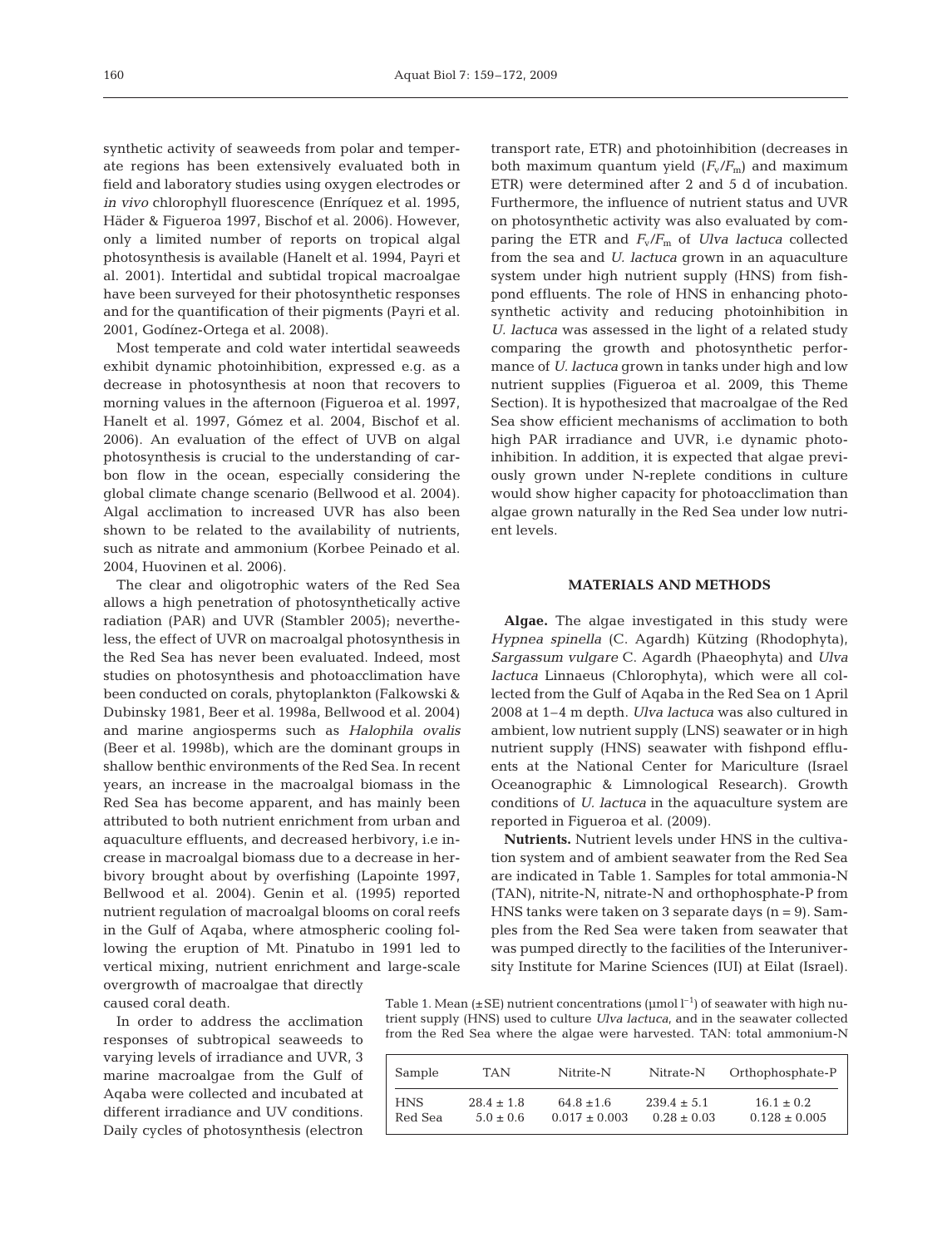synthetic activity of seaweeds from polar and temperate regions has been extensively evaluated both in field and laboratory studies using oxygen electrodes or *in vivo* chlorophyll fluorescence (Enríquez et al. 1995, Häder & Figueroa 1997, Bischof et al. 2006). However, only a limited number of reports on tropical algal photosynthesis is available (Hanelt et al. 1994, Payri et al. 2001). Intertidal and subtidal tropical macroalgae have been surveyed for their photosynthetic responses and for the quantification of their pigments (Payri et al. 2001, Godínez-Ortega et al. 2008).

Most temperate and cold water intertidal seaweeds exhibit dynamic photoinhibition, expressed e.g. as a decrease in photosynthesis at noon that recovers to morning values in the afternoon (Figueroa et al. 1997, Hanelt et al. 1997, Gómez et al. 2004, Bischof et al. 2006). An evaluation of the effect of UVB on algal photosynthesis is crucial to the understanding of carbon flow in the ocean, especially considering the global climate change scenario (Bellwood et al. 2004). Algal acclimation to increased UVR has also been shown to be related to the availability of nutrients, such as nitrate and ammonium (Korbee Peinado et al. 2004, Huovinen et al. 2006).

The clear and oligotrophic waters of the Red Sea allows a high penetration of photosynthetically active radiation (PAR) and UVR (Stambler 2005); nevertheless, the effect of UVR on macroalgal photosynthesis in the Red Sea has never been evaluated. Indeed, most studies on photosynthesis and photoacclimation have been conducted on corals, phytoplankton (Falkowski & Dubinsky 1981, Beer et al. 1998a, Bellwood et al. 2004) and marine angiosperms such as *Halophila ovalis* (Beer et al. 1998b), which are the dominant groups in shallow benthic environments of the Red Sea. In recent years, an increase in the macroalgal biomass in the Red Sea has become apparent, and has mainly been attributed to both nutrient enrichment from urban and aquaculture effluents, and decreased herbivory, i.e increase in macroalgal biomass due to a decrease in herbivory brought about by overfishing (Lapointe 1997, Bellwood et al. 2004). Genin et al. (1995) reported nutrient regulation of macroalgal blooms on coral reefs in the Gulf of Aqaba, where atmospheric cooling following the eruption of Mt. Pinatubo in 1991 led to vertical mixing, nutrient enrichment and large-scale overgrowth of macroalgae that directly caused coral death.

In order to address the acclimation responses of subtropical seaweeds to varying levels of irradiance and UVR, 3 marine macroalgae from the Gulf of Aqaba were collected and incubated at different irradiance and UV conditions. Daily cycles of photosynthesis (electron transport rate, ETR) and photoinhibition (decreases in both maximum quantum yield ($F_v/F_m$) and maximum ETR) were determined after 2 and 5 d of incubation. Furthermore, the influence of nutrient status and UVR on photosynthetic activity was also evaluated by comparing the ETR and $F_v/F_m$ of *Ulva lactuca* collected from the sea and *U. lactuca* grown in an aquaculture system under high nutrient supply (HNS) from fishpond effluents. The role of HNS in enhancing photosynthetic activity and reducing photoinhibition in *U. lactuca* was assessed in the light of a related study comparing the growth and photosynthetic performance of *U. lactuca* grown in tanks under high and low nutrient supplies (Figueroa et al. 2009, this Theme Section). It is hypothesized that macroalgae of the Red Sea show efficient mechanisms of acclimation to both high PAR irradiance and UVR, i.e dynamic photoinhibition. In addition, it is expected that algae previously grown under N-replete conditions in culture would show higher capacity for photoacclimation than algae grown naturally in the Red Sea under low nutrient levels.

## MATERIALS AND METHODS

**Algae.** The algae investigated in this study were *Hypnea spinella* (C. Agardh) Kützing (Rhodophyta), *Sargassum vulgare* C. Agardh (Phaeophyta) and *Ulva lactuca* Linnaeus (Chlorophyta), which were all collected from the Gulf of Aqaba in the Red Sea on 1 April 2008 at 1–4 m depth. *Ulva lactuca* was also cultured in ambient, low nutrient supply (LNS) seawater or in high nutrient supply (HNS) seawater with fishpond effluents at the National Center for Mariculture (Israel Oceanographic & Limnological Research). Growth conditions of *U. lactuca* in the aquaculture system are reported in Figueroa et al. (2009).

**Nutrients.** Nutrient levels under HNS in the cultivation system and of ambient seawater from the Red Sea are indicated in Table 1. Samples for total ammonia-N (TAN), nitrite-N, nitrate-N and orthophosphate-P from HNS tanks were taken on 3 separate days (n = 9). Samples from the Red Sea were taken from seawater that was pumped directly to the facilities of the Interuniversity Institute for Marine Sciences (IUI) at Eilat (Israel).

Table 1. Mean (±SE) nutrient concentrations (µmol $l^{-1}$) of seawater with high nutrient supply (HNS) used to culture *Ulva lactuca*, and in the seawater collected from the Red Sea where the algae were harvested. TAN: total ammonium-N

| Sample | TAN | Nitrite-N | Nitrate-N | Orthophosphate-P |
|---|---|---|---|---|
| HNS | 28.4 ± 1.8 | 64.8 ±1.6 | 239.4 ± 5.1 | 16.1 ± 0.2 |
| Red Sea | 5.0 ± 0.6 | 0.017 ± 0.003 | 0.28 ± 0.03 | 0.128 ± 0.005 |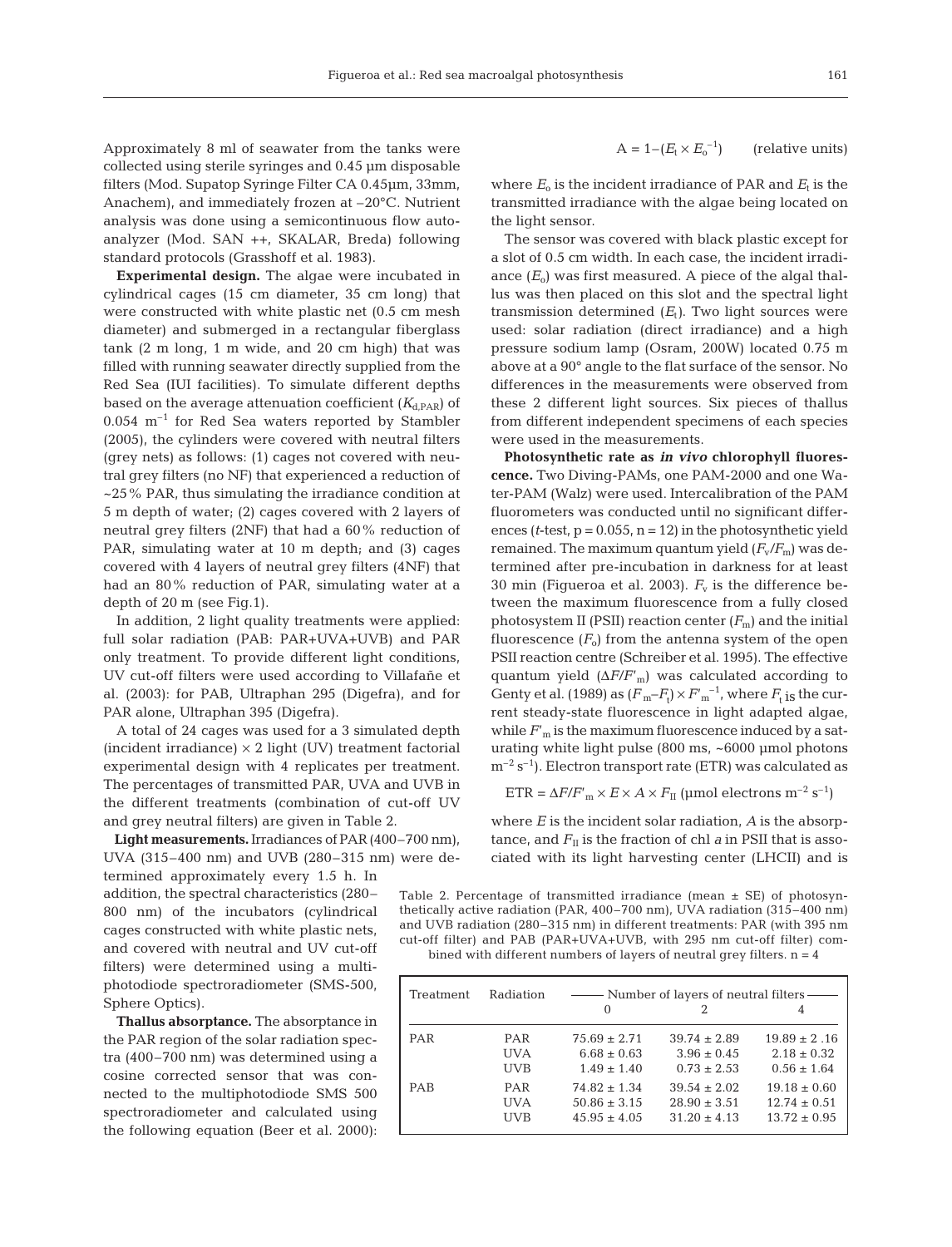Approximately 8 ml of seawater from the tanks were collected using sterile syringes and 0.45 µm disposable filters (Mod. Supatop Syringe Filter CA 0.45µm, 33mm, Anachem), and immediately frozen at –20°C. Nutrient analysis was done using a semicontinuous flow autoanalyzer (Mod. SAN ++, SKALAR, Breda) following standard protocols (Grasshoff et al. 1983).

**Experimental design.** The algae were incubated in cylindrical cages (15 cm diameter, 35 cm long) that were constructed with white plastic net (0.5 cm mesh diameter) and submerged in a rectangular fiberglass tank (2 m long, 1 m wide, and 20 cm high) that was filled with running seawater directly supplied from the Red Sea (IUI facilities). To simulate different depths based on the average attenuation coefficient ($K_{d,PAR}$) of 0.054 $m^{-1}$ for Red Sea waters reported by Stambler (2005), the cylinders were covered with neutral filters (grey nets) as follows: (1) cages not covered with neutral grey filters (no NF) that experienced a reduction of ~25% PAR, thus simulating the irradiance condition at 5 m depth of water; (2) cages covered with 2 layers of neutral grey filters (2NF) that had a 60% reduction of PAR, simulating water at 10 m depth; and (3) cages covered with 4 layers of neutral grey filters (4NF) that had an 80% reduction of PAR, simulating water at a depth of 20 m (see Fig.1).

In addition, 2 light quality treatments were applied: full solar radiation (PAB: PAR+UVA+UVB) and PAR only treatment. To provide different light conditions, UV cut-off filters were used according to Villafañe et al. (2003): for PAB, Ultraphan 295 (Digefra), and for PAR alone, Ultraphan 395 (Digefra).

A total of 24 cages was used for a 3 simulated depth (incident irradiance) × 2 light (UV) treatment factorial experimental design with 4 replicates per treatment. The percentages of transmitted PAR, UVA and UVB in the different treatments (combination of cut-off UV and grey neutral filters) are given in Table 2.

**Light measurements.** Irradiances of PAR (400–700 nm), UVA (315–400 nm) and UVB (280–315 nm) were determined approximately every 1.5 h. In addition, the spectral characteristics (280–800 nm) of the incubators (cylindrical cages constructed with white plastic nets, and covered with neutral and UV cut-off filters) were determined using a multiphotodiode spectroradiometer (SMS-500, Sphere Optics).

**Thallus absorptance.** The absorptance in the PAR region of the solar radiation spectra (400–700 nm) was determined using a cosine corrected sensor that was connected to the multiphotodiode SMS 500 spectroradiometer and calculated using the following equation (Beer et al. 2000):

$$A = 1-(E_t \times E_o^{-1}) \qquad \text{(relative units)}$$

where $E_o$ is the incident irradiance of PAR and $E_t$ is the transmitted irradiance with the algae being located on the light sensor.

The sensor was covered with black plastic except for a slot of 0.5 cm width. In each case, the incident irradiance ($E_o$) was first measured. A piece of the algal thallus was then placed on this slot and the spectral light transmission determined ($E_t$). Two light sources were used: solar radiation (direct irradiance) and a high pressure sodium lamp (Osram, 200W) located 0.75 m above at a 90° angle to the flat surface of the sensor. No differences in the measurements were observed from these 2 different light sources. Six pieces of thallus from different independent specimens of each species were used in the measurements.

**Photosynthetic rate as *in vivo* chlorophyll fluorescence.** Two Diving-PAMs, one PAM-2000 and one Water-PAM (Walz) were used. Intercalibration of the PAM fluorometers was conducted until no significant differences ($t$-test, $p = 0.055$, $n = 12$) in the photosynthetic yield remained. The maximum quantum yield ($F_v/F_m$) was determined after pre-incubation in darkness for at least 30 min (Figueroa et al. 2003). $F_v$ is the difference between the maximum fluorescence from a fully closed photosystem II (PSII) reaction center ($F_m$) and the initial fluorescence ($F_o$) from the antenna system of the open PSII reaction centre (Schreiber et al. 1995). The effective quantum yield ($\Delta F/F'_m$) was calculated according to Genty et al. (1989) as $(F'_m - F_t) \times F'^{-1}_m$, where $F_t$ is the current steady-state fluorescence in light adapted algae, while $F'_m$ is the maximum fluorescence induced by a saturating white light pulse (800 ms, ~6000 µmol photons $m^{-2}$ $s^{-1}$). Electron transport rate (ETR) was calculated as

$$\text{ETR} = \Delta F/F'_m \times E \times A \times F_{II} \ (\mu\text{mol electrons m}^{-2}\ \text{s}^{-1})$$

where $E$ is the incident solar radiation, $A$ is the absorptance, and $F_{II}$ is the fraction of chl $a$ in PSII that is associated with its light harvesting center (LHCII) and is

Table 2. Percentage of transmitted irradiance (mean ± SE) of photosynthetically active radiation (PAR, 400–700 nm), UVA radiation (315–400 nm) and UVB radiation (280–315 nm) in different treatments: PAR (with 395 nm cut-off filter) and PAB (PAR+UVA+UVB, with 295 nm cut-off filter) combined with different numbers of layers of neutral grey filters. n = 4

| Treatment | Radiation | Number of layers of neutral filters | | |
|---|---|---|---|---|
| | | 0 | 2 | 4 |
| PAR | PAR | 75.69 ± 2.71 | 39.74 ± 2.89 | 19.89 ± 2 .16 |
| | UVA | 6.68 ± 0.63 | 3.96 ± 0.45 | 2.18 ± 0.32 |
| | UVB | 1.49 ± 1.40 | 0.73 ± 2.53 | 0.56 ± 1.64 |
| PAB | PAR | 74.82 ± 1.34 | 39.54 ± 2.02 | 19.18 ± 0.60 |
| | UVA | 50.86 ± 3.15 | 28.90 ± 3.51 | 12.74 ± 0.51 |
| | UVB | 45.95 ± 4.05 | 31.20 ± 4.13 | 13.72 ± 0.95 |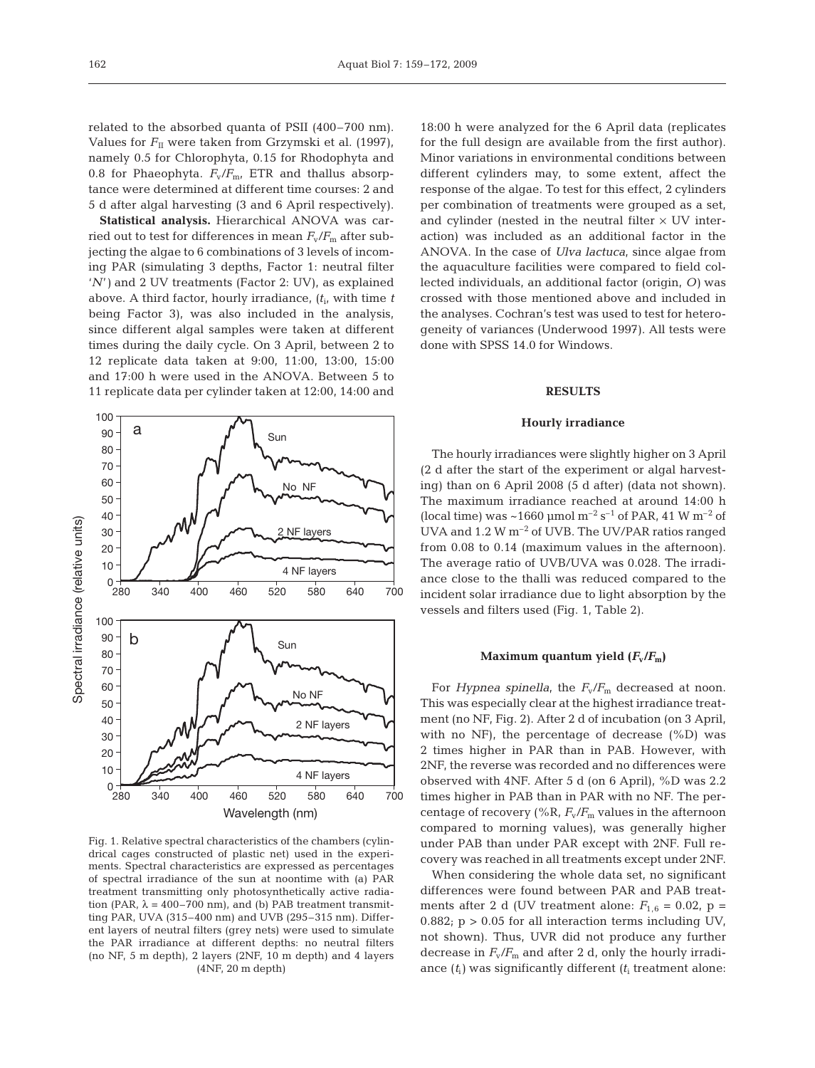related to the absorbed quanta of PSII (400–700 nm). Values for $F_{II}$ were taken from Grzymski et al. (1997), namely 0.5 for Chlorophyta, 0.15 for Rhodophyta and 0.8 for Phaeophyta. $F_v/F_m$, ETR and thallus absorptance were determined at different time courses: 2 and 5 d after algal harvesting (3 and 6 April respectively).

**Statistical analysis.** Hierarchical ANOVA was carried out to test for differences in mean $F_v/F_m$ after subjecting the algae to 6 combinations of 3 levels of incoming PAR (simulating 3 depths, Factor 1: neutral filter '*N*') and 2 UV treatments (Factor 2: UV), as explained above. A third factor, hourly irradiance, ($t_i$, with time *t* being Factor 3), was also included in the analysis, since different algal samples were taken at different times during the daily cycle. On 3 April, between 2 to 12 replicate data taken at 9:00, 11:00, 13:00, 15:00 and 17:00 h were used in the ANOVA. Between 5 to 11 replicate data per cylinder taken at 12:00, 14:00 and 18:00 h were analyzed for the 6 April data (replicates for the full design are available from the first author). Minor variations in environmental conditions between different cylinders may, to some extent, affect the response of the algae. To test for this effect, 2 cylinders per combination of treatments were grouped as a set, and cylinder (nested in the neutral filter × UV interaction) was included as an additional factor in the ANOVA. In the case of *Ulva lactuca*, since algae from the aquaculture facilities were compared to field collected individuals, an additional factor (origin, *O*) was crossed with those mentioned above and included in the analyses. Cochran's test was used to test for heterogeneity of variances (Underwood 1997). All tests were done with SPSS 14.0 for Windows.

Fig. 1. Relative spectral characteristics of the chambers (cylindrical cages constructed of plastic net) used in the experiments. Spectral characteristics are expressed as percentages of spectral irradiance of the sun at noontime with (a) PAR treatment transmitting only photosynthetically active radiation (PAR, λ = 400–700 nm), and (b) PAB treatment transmitting PAR, UVA (315–400 nm) and UVB (295–315 nm). Different layers of neutral filters (grey nets) were used to simulate the PAR irradiance at different depths: no neutral filters (no NF, 5 m depth), 2 layers (2NF, 10 m depth) and 4 layers (4NF, 20 m depth)

## RESULTS

### Hourly irradiance

The hourly irradiances were slightly higher on 3 April (2 d after the start of the experiment or algal harvesting) than on 6 April 2008 (5 d after) (data not shown). The maximum irradiance reached at around 14:00 h (local time) was ~1660 µmol $m^{-2}$ $s^{-1}$ of PAR, 41 W $m^{-2}$ of UVA and 1.2 W $m^{-2}$ of UVB. The UV/PAR ratios ranged from 0.08 to 0.14 (maximum values in the afternoon). The average ratio of UVB/UVA was 0.028. The irradiance close to the thalli was reduced compared to the incident solar irradiance due to light absorption by the vessels and filters used (Fig. 1, Table 2).

### Maximum quantum yield ($F_v/F_m$)

For *Hypnea spinella*, the $F_v/F_m$ decreased at noon. This was especially clear at the highest irradiance treatment (no NF, Fig. 2). After 2 d of incubation (on 3 April, with no NF), the percentage of decrease (%D) was 2 times higher in PAR than in PAB. However, with 2NF, the reverse was recorded and no differences were observed with 4NF. After 5 d (on 6 April), %D was 2.2 times higher in PAB than in PAR with no NF. The percentage of recovery (%R, $F_v/F_m$ values in the afternoon compared to morning values), was generally higher under PAB than under PAR except with 2NF. Full recovery was reached in all treatments except under 2NF.

When considering the whole data set, no significant differences were found between PAR and PAB treatments after 2 d (UV treatment alone: $F_{1,6} = 0.02$, p = 0.882; $p > 0.05$ for all interaction terms including UV, not shown). Thus, UVR did not produce any further decrease in $F_v/F_m$ and after 2 d, only the hourly irradiance ($t_i$) was significantly different ($t_i$ treatment alone: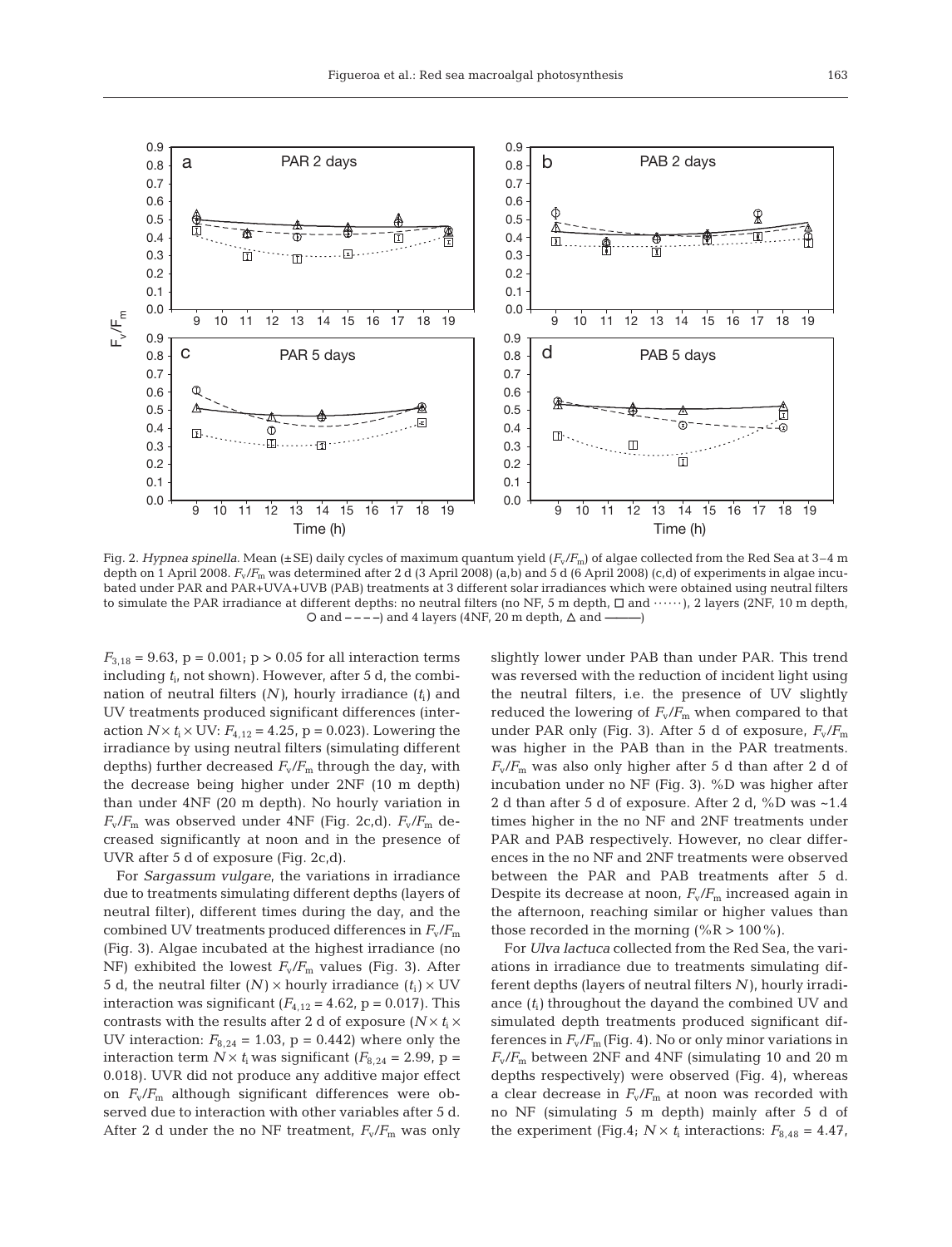Fig. 2. *Hypnea spinella*. Mean (±SE) daily cycles of maximum quantum yield ($F_v/F_m$) of algae collected from the Red Sea at 3–4 m depth on 1 April 2008. $F_v/F_m$ was determined after 2 d (3 April 2008) (a,b) and 5 d (6 April 2008) (c,d) of experiments in algae incubated under PAR and PAR+UVA+UVB (PAB) treatments at 3 different solar irradiances which were obtained using neutral filters to simulate the PAR irradiance at different depths: no neutral filters (no NF, 5 m depth, □ and ⋯⋯), 2 layers (2NF, 10 m depth, ○ and – – – –) and 4 layers (4NF, 20 m depth, △ and ———)

$F_{3,18} = 9.63$, $p = 0.001$; $p > 0.05$ for all interaction terms including $t_i$, not shown). However, after 5 d, the combination of neutral filters ($N$), hourly irradiance ($t_i$) and UV treatments produced significant differences (interaction $N \times t_i \times$ UV: $F_{4,12} = 4.25$, $p = 0.023$). Lowering the irradiance by using neutral filters (simulating different depths) further decreased $F_v/F_m$ through the day, with the decrease being higher under 2NF (10 m depth) than under 4NF (20 m depth). No hourly variation in $F_v/F_m$ was observed under 4NF (Fig. 2c,d). $F_v/F_m$ decreased significantly at noon and in the presence of UVR after 5 d of exposure (Fig. 2c,d).

For *Sargassum vulgare*, the variations in irradiance due to treatments simulating different depths (layers of neutral filter), different times during the day, and the combined UV treatments produced differences in $F_v/F_m$ (Fig. 3). Algae incubated at the highest irradiance (no NF) exhibited the lowest $F_v/F_m$ values (Fig. 3). After 5 d, the neutral filter ($N$) × hourly irradiance ($t_i$) × UV interaction was significant ($F_{4,12} = 4.62$, $p = 0.017$). This contrasts with the results after 2 d of exposure ($N \times t_i \times$ UV interaction: $F_{8,24} = 1.03$, $p = 0.442$) where only the interaction term $N \times t_i$ was significant ($F_{8,24} = 2.99$, $p = 0.018$). UVR did not produce any additive major effect on $F_v/F_m$ although significant differences were observed due to interaction with other variables after 5 d. After 2 d under the no NF treatment, $F_v/F_m$ was only slightly lower under PAB than under PAR. This trend was reversed with the reduction of incident light using the neutral filters, i.e. the presence of UV slightly reduced the lowering of $F_v/F_m$ when compared to that under PAR only (Fig. 3). After 5 d of exposure, $F_v/F_m$ was higher in the PAB than in the PAR treatments. $F_v/F_m$ was also only higher after 5 d than after 2 d of incubation under no NF (Fig. 3). %D was higher after 2 d than after 5 d of exposure. After 2 d, %D was ~1.4 times higher in the no NF and 2NF treatments under PAR and PAB respectively. However, no clear differences in the no NF and 2NF treatments were observed between the PAR and PAB treatments after 5 d. Despite its decrease at noon, $F_v/F_m$ increased again in the afternoon, reaching similar or higher values than those recorded in the morning (%R > 100%).

For *Ulva lactuca* collected from the Red Sea, the variations in irradiance due to treatments simulating different depths (layers of neutral filters $N$), hourly irradiance ($t_i$) throughout the dayand the combined UV and simulated depth treatments produced significant differences in $F_v/F_m$ (Fig. 4). No or only minor variations in $F_v/F_m$ between 2NF and 4NF (simulating 10 and 20 m depths respectively) were observed (Fig. 4), whereas a clear decrease in $F_v/F_m$ at noon was recorded with no NF (simulating 5 m depth) mainly after 5 d of the experiment (Fig.4; $N \times t_i$ interactions: $F_{8,48} = 4.47$,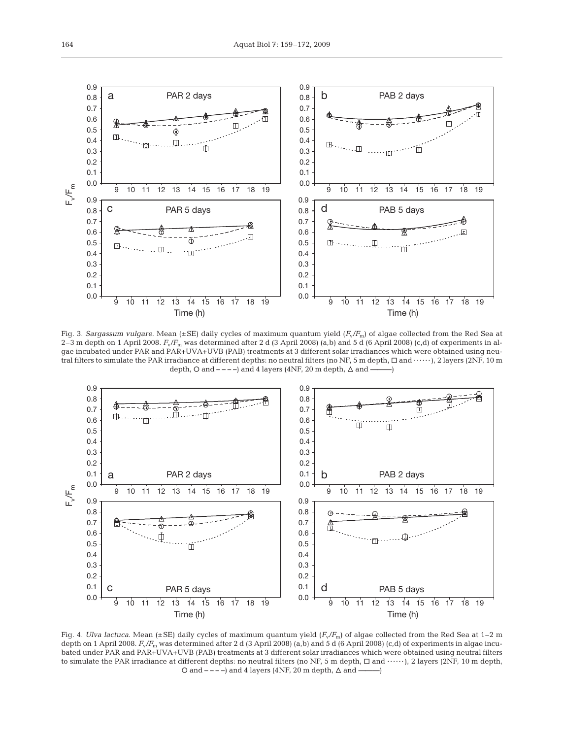Fig. 3. *Sargassum vulgare*. Mean (±SE) daily cycles of maximum quantum yield ($F_v/F_m$) of algae collected from the Red Sea at 2–3 m depth on 1 April 2008. $F_v/F_m$ was determined after 2 d (3 April 2008) (a,b) and 5 d (6 April 2008) (c,d) of experiments in algae incubated under PAR and PAR+UVA+UVB (PAB) treatments at 3 different solar irradiances which were obtained using neutral filters to simulate the PAR irradiance at different depths: no neutral filters (no NF, 5 m depth, □ and ······), 2 layers (2NF, 10 m depth, ○ and – – – –) and 4 layers (4NF, 20 m depth, △ and ———)

Fig. 4. *Ulva lactuca*. Mean (±SE) daily cycles of maximum quantum yield ($F_v/F_m$) of algae collected from the Red Sea at 1–2 m depth on 1 April 2008. $F_v/F_m$ was determined after 2 d (3 April 2008) (a,b) and 5 d (6 April 2008) (c,d) of experiments in algae incubated under PAR and PAR+UVA+UVB (PAB) treatments at 3 different solar irradiances which were obtained using neutral filters to simulate the PAR irradiance at different depths: no neutral filters (no NF, 5 m depth, □ and ······), 2 layers (2NF, 10 m depth, ○ and – – – –) and 4 layers (4NF, 20 m depth, △ and ———)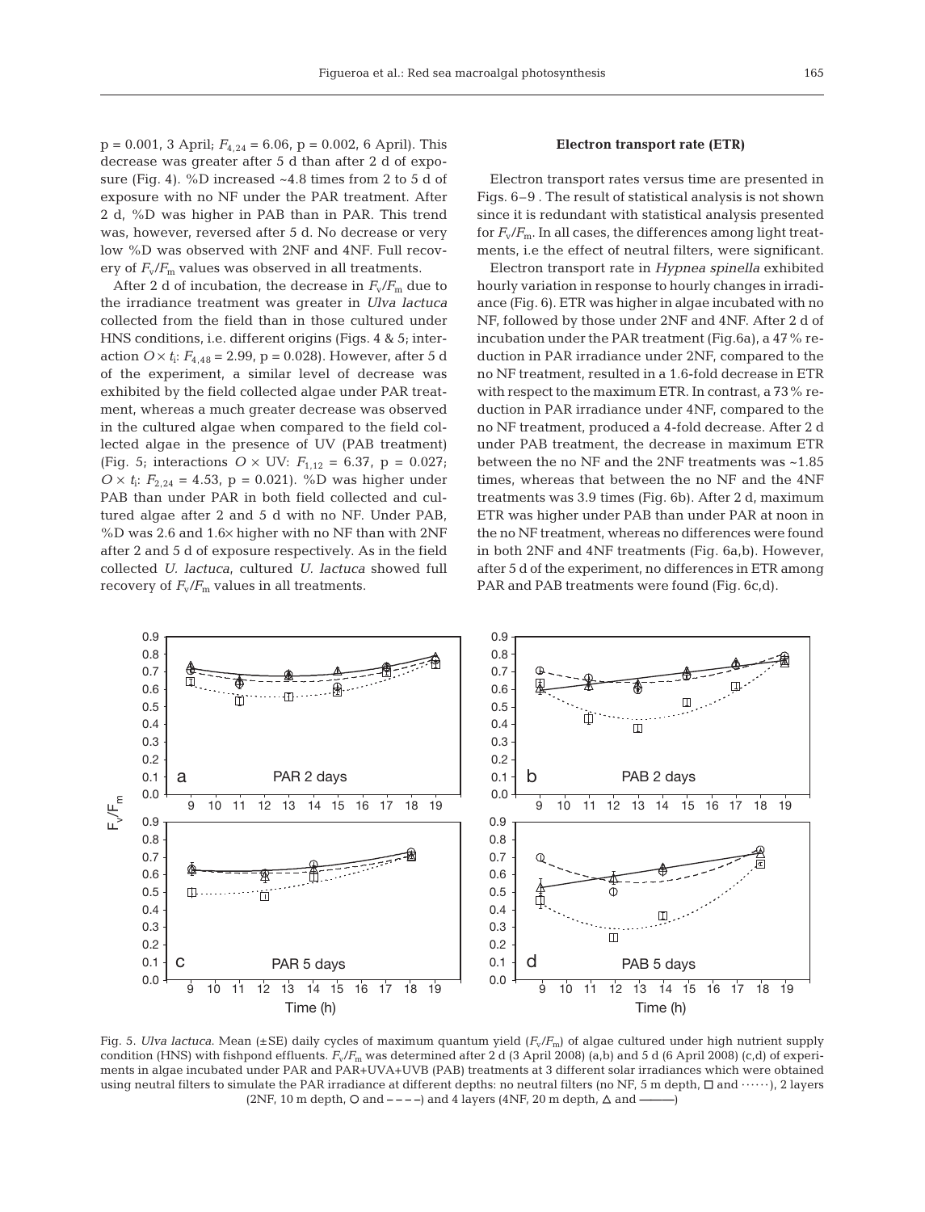p = 0.001, 3 April; $F_{4,24}$ = 6.06, p = 0.002, 6 April). This decrease was greater after 5 d than after 2 d of exposure (Fig. 4). %D increased ~4.8 times from 2 to 5 d of exposure with no NF under the PAR treatment. After 2 d, %D was higher in PAB than in PAR. This trend was, however, reversed after 5 d. No decrease or very low %D was observed with 2NF and 4NF. Full recovery of $F_v/F_m$ values was observed in all treatments.

After 2 d of incubation, the decrease in $F_v/F_m$ due to the irradiance treatment was greater in *Ulva lactuca* collected from the field than in those cultured under HNS conditions, i.e. different origins (Figs. 4 & 5; interaction $O \times t_i$: $F_{4,48}$ = 2.99, p = 0.028). However, after 5 d of the experiment, a similar level of decrease was exhibited by the field collected algae under PAR treatment, whereas a much greater decrease was observed in the cultured algae when compared to the field collected algae in the presence of UV (PAB treatment) (Fig. 5; interactions $O \times$ UV: $F_{1,12}$ = 6.37, p = 0.027; $O \times t_i$: $F_{2,24}$ = 4.53, p = 0.021). %D was higher under PAB than under PAR in both field collected and cultured algae after 2 and 5 d with no NF. Under PAB, %D was 2.6 and 1.6× higher with no NF than with 2NF after 2 and 5 d of exposure respectively. As in the field collected *U. lactuca*, cultured *U. lactuca* showed full recovery of $F_v/F_m$ values in all treatments.

## Electron transport rate (ETR)

Electron transport rates versus time are presented in Figs. 6–9 . The result of statistical analysis is not shown since it is redundant with statistical analysis presented for $F_v/F_m$. In all cases, the differences among light treatments, i.e the effect of neutral filters, were significant.

Electron transport rate in *Hypnea spinella* exhibited hourly variation in response to hourly changes in irradiance (Fig. 6). ETR was higher in algae incubated with no NF, followed by those under 2NF and 4NF. After 2 d of incubation under the PAR treatment (Fig.6a), a 47 % reduction in PAR irradiance under 2NF, compared to the no NF treatment, resulted in a 1.6-fold decrease in ETR with respect to the maximum ETR. In contrast, a 73 % reduction in PAR irradiance under 4NF, compared to the no NF treatment, produced a 4-fold decrease. After 2 d under PAB treatment, the decrease in maximum ETR between the no NF and the 2NF treatments was ~1.85 times, whereas that between the no NF and the 4NF treatments was 3.9 times (Fig. 6b). After 2 d, maximum ETR was higher under PAB than under PAR at noon in the no NF treatment, whereas no differences were found in both 2NF and 4NF treatments (Fig. 6a,b). However, after 5 d of the experiment, no differences in ETR among PAR and PAB treatments were found (Fig. 6c,d).

Fig. 5. *Ulva lactuca*. Mean (±SE) daily cycles of maximum quantum yield ($F_v/F_m$) of algae cultured under high nutrient supply condition (HNS) with fishpond effluents. $F_v/F_m$ was determined after 2 d (3 April 2008) (a,b) and 5 d (6 April 2008) (c,d) of experiments in algae incubated under PAR and PAR+UVA+UVB (PAB) treatments at 3 different solar irradiances which were obtained using neutral filters to simulate the PAR irradiance at different depths: no neutral filters (no NF, 5 m depth, □ and ······), 2 layers (2NF, 10 m depth, ○ and – – – –) and 4 layers (4NF, 20 m depth, △ and ———)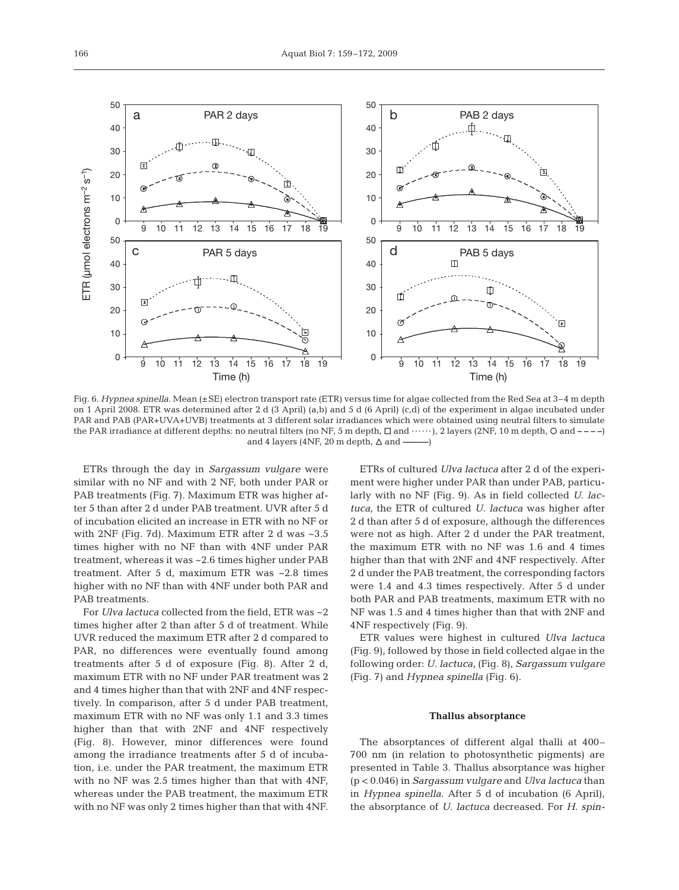Fig. 6. *Hypnea spinella*. Mean (±SE) electron transport rate (ETR) versus time for algae collected from the Red Sea at 3–4 m depth on 1 April 2008. ETR was determined after 2 d (3 April) (a,b) and 5 d (6 April) (c,d) of the experiment in algae incubated under PAR and PAB (PAR+UVA+UVB) treatments at 3 different solar irradiances which were obtained using neutral filters to simulate the PAR irradiance at different depths: no neutral filters (no NF, 5 m depth, □ and ······), 2 layers (2NF, 10 m depth, ○ and – – – –) and 4 layers (4NF, 20 m depth, △ and ———)

ETRs through the day in *Sargassum vulgare* were similar with no NF and with 2 NF, both under PAR or PAB treatments (Fig. 7). Maximum ETR was higher after 5 than after 2 d under PAB treatment. UVR after 5 d of incubation elicited an increase in ETR with no NF or with 2NF (Fig. 7d). Maximum ETR after 2 d was ~3.5 times higher with no NF than with 4NF under PAR treatment, whereas it was ~2.6 times higher under PAB treatment. After 5 d, maximum ETR was ~2.8 times higher with no NF than with 4NF under both PAR and PAB treatments.

For *Ulva lactuca* collected from the field, ETR was ~2 times higher after 2 than after 5 d of treatment. While UVR reduced the maximum ETR after 2 d compared to PAR, no differences were eventually found among treatments after 5 d of exposure (Fig. 8). After 2 d, maximum ETR with no NF under PAR treatment was 2 and 4 times higher than that with 2NF and 4NF respectively. In comparison, after 5 d under PAB treatment, maximum ETR with no NF was only 1.1 and 3.3 times higher than that with 2NF and 4NF respectively (Fig. 8). However, minor differences were found among the irradiance treatments after 5 d of incubation, i.e. under the PAR treatment, the maximum ETR with no NF was 2.5 times higher than that with 4NF, whereas under the PAB treatment, the maximum ETR with no NF was only 2 times higher than that with 4NF.

ETRs of cultured *Ulva lactuca* after 2 d of the experiment were higher under PAR than under PAB, particularly with no NF (Fig. 9). As in field collected *U. lactuca*, the ETR of cultured *U. lactuca* was higher after 2 d than after 5 d of exposure, although the differences were not as high. After 2 d under the PAR treatment, the maximum ETR with no NF was 1.6 and 4 times higher than that with 2NF and 4NF respectively. After 2 d under the PAB treatment, the corresponding factors were 1.4 and 4.3 times respectively. After 5 d under both PAR and PAB treatments, maximum ETR with no NF was 1.5 and 4 times higher than that with 2NF and 4NF respectively (Fig. 9).

ETR values were highest in cultured *Ulva lactuca* (Fig. 9), followed by those in field collected algae in the following order: *U. lactuca*, (Fig. 8), *Sargassum vulgare* (Fig. 7) and *Hypnea spinella* (Fig. 6).

### Thallus absorptance

The absorptances of different algal thalli at 400–700 nm (in relation to photosynthetic pigments) are presented in Table 3. Thallus absorptance was higher ($p < 0.046$) in *Sargassum vulgare* and *Ulva lactuca* than in *Hypnea spinella*. After 5 d of incubation (6 April), the absorptance of *U. lactuca* decreased. For *H. spin-*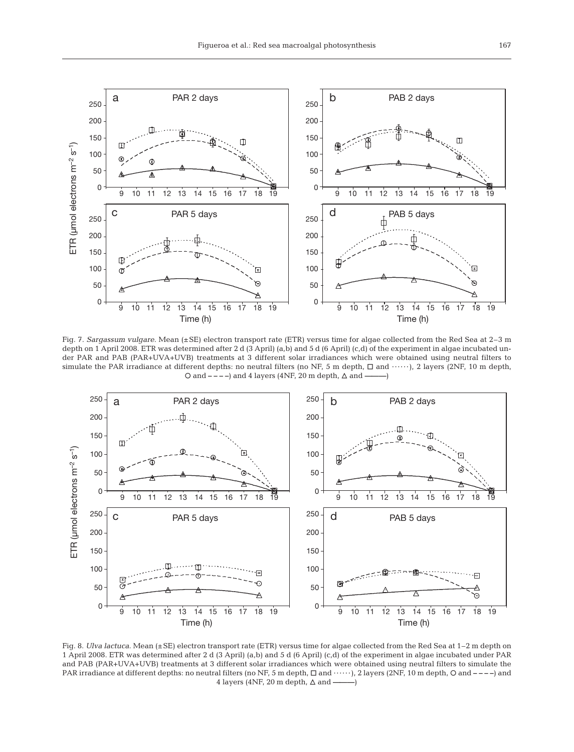Fig. 7. *Sargassum vulgare*. Mean (±SE) electron transport rate (ETR) versus time for algae collected from the Red Sea at 2–3 m depth on 1 April 2008. ETR was determined after 2 d (3 April) (a,b) and 5 d (6 April) (c,d) of the experiment in algae incubated under PAR and PAB (PAR+UVA+UVB) treatments at 3 different solar irradiances which were obtained using neutral filters to simulate the PAR irradiance at different depths: no neutral filters (no NF, 5 m depth, □ and ······), 2 layers (2NF, 10 m depth, ○ and – – – –) and 4 layers (4NF, 20 m depth, △ and ———)

Fig. 8. *Ulva lactuca*. Mean (±SE) electron transport rate (ETR) versus time for algae collected from the Red Sea at 1–2 m depth on 1 April 2008. ETR was determined after 2 d (3 April) (a,b) and 5 d (6 April) (c,d) of the experiment in algae incubated under PAR and PAB (PAR+UVA+UVB) treatments at 3 different solar irradiances which were obtained using neutral filters to simulate the PAR irradiance at different depths: no neutral filters (no NF, 5 m depth, □ and ······), 2 layers (2NF, 10 m depth, ○ and – – – –) and 4 layers (4NF, 20 m depth, △ and ———)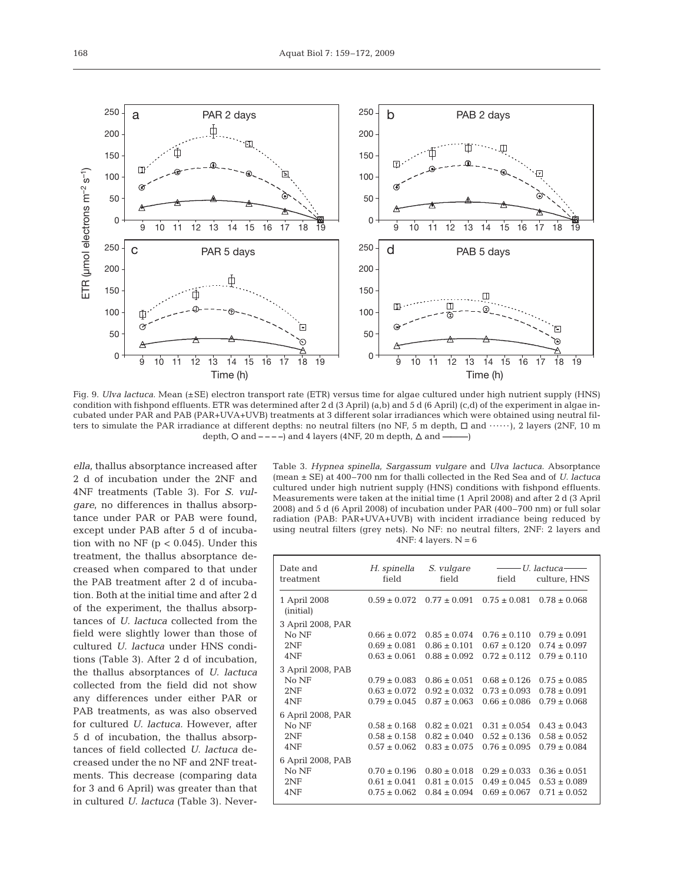Fig. 9. *Ulva lactuca*. Mean (±SE) electron transport rate (ETR) versus time for algae cultured under high nutrient supply (HNS) condition with fishpond effluents. ETR was determined after 2 d (3 April) (a,b) and 5 d (6 April) (c,d) of the experiment in algae incubated under PAR and PAB (PAR+UVA+UVB) treatments at 3 different solar irradiances which were obtained using neutral filters to simulate the PAR irradiance at different depths: no neutral filters (no NF, 5 m depth, □ and ······), 2 layers (2NF, 10 m depth, ○ and – – – –) and 4 layers (4NF, 20 m depth, △ and ———)

*ella*, thallus absorptance increased after 2 d of incubation under the 2NF and 4NF treatments (Table 3). For *S. vulgare*, no differences in thallus absorptance under PAR or PAB were found, except under PAB after 5 d of incubation with no NF ($p < 0.045$). Under this treatment, the thallus absorptance decreased when compared to that under the PAB treatment after 2 d of incubation. Both at the initial time and after 2 d of the experiment, the thallus absorptances of *U. lactuca* collected from the field were slightly lower than those of cultured *U. lactuca* under HNS conditions (Table 3). After 2 d of incubation, the thallus absorptances of *U. lactuca* collected from the field did not show any differences under either PAR or PAB treatments, as was also observed for cultured *U. lactuca*. However, after 5 d of incubation, the thallus absorptances of field collected *U. lactuca* decreased under the no NF and 2NF treatments. This decrease (comparing data for 3 and 6 April) was greater than that in cultured *U. lactuca* (Table 3). Never-

Table 3. *Hypnea spinella*, *Sargassum vulgare* and *Ulva lactuca*. Absorptance (mean ± SE) at 400–700 nm for thalli collected in the Red Sea and of *U. lactuca* cultured under high nutrient supply (HNS) conditions with fishpond effluents. Measurements were taken at the initial time (1 April 2008) and after 2 d (3 April 2008) and 5 d (6 April 2008) of incubation under PAR (400–700 nm) or full solar radiation (PAB: PAR+UVA+UVB) with incident irradiance being reduced by using neutral filters (grey nets). No NF: no neutral filters, 2NF: 2 layers and 4NF: 4 layers. N = 6

| Date and treatment | *H. spinella* field | *S. vulgare* field | *U. lactuca* field | *U. lactuca* culture, HNS |
|---|---|---|---|---|
| 1 April 2008 (initial) | 0.59 ± 0.072 | 0.77 ± 0.091 | 0.75 ± 0.081 | 0.78 ± 0.068 |
| 3 April 2008, PAR | | | | |
| No NF | 0.66 ± 0.072 | 0.85 ± 0.074 | 0.76 ± 0.110 | 0.79 ± 0.091 |
| 2NF | 0.69 ± 0.081 | 0.86 ± 0.101 | 0.67 ± 0.120 | 0.74 ± 0.097 |
| 4NF | 0.63 ± 0.061 | 0.88 ± 0.092 | 0.72 ± 0.112 | 0.79 ± 0.110 |
| 3 April 2008, PAB | | | | |
| No NF | 0.79 ± 0.083 | 0.86 ± 0.051 | 0.68 ± 0.126 | 0.75 ± 0.085 |
| 2NF | 0.63 ± 0.072 | 0.92 ± 0.032 | 0.73 ± 0.093 | 0.78 ± 0.091 |
| 4NF | 0.79 ± 0.045 | 0.87 ± 0.063 | 0.66 ± 0.086 | 0.79 ± 0.068 |
| 6 April 2008, PAR | | | | |
| No NF | 0.58 ± 0.168 | 0.82 ± 0.021 | 0.31 ± 0.054 | 0.43 ± 0.043 |
| 2NF | 0.58 ± 0.158 | 0.82 ± 0.040 | 0.52 ± 0.136 | 0.58 ± 0.052 |
| 4NF | 0.57 ± 0.062 | 0.83 ± 0.075 | 0.76 ± 0.095 | 0.79 ± 0.084 |
| 6 April 2008, PAB | | | | |
| No NF | 0.70 ± 0.196 | 0.80 ± 0.018 | 0.29 ± 0.033 | 0.36 ± 0.051 |
| 2NF | 0.61 ± 0.041 | 0.81 ± 0.015 | 0.49 ± 0.045 | 0.53 ± 0.089 |
| 4NF | 0.75 ± 0.062 | 0.84 ± 0.094 | 0.69 ± 0.067 | 0.71 ± 0.052 |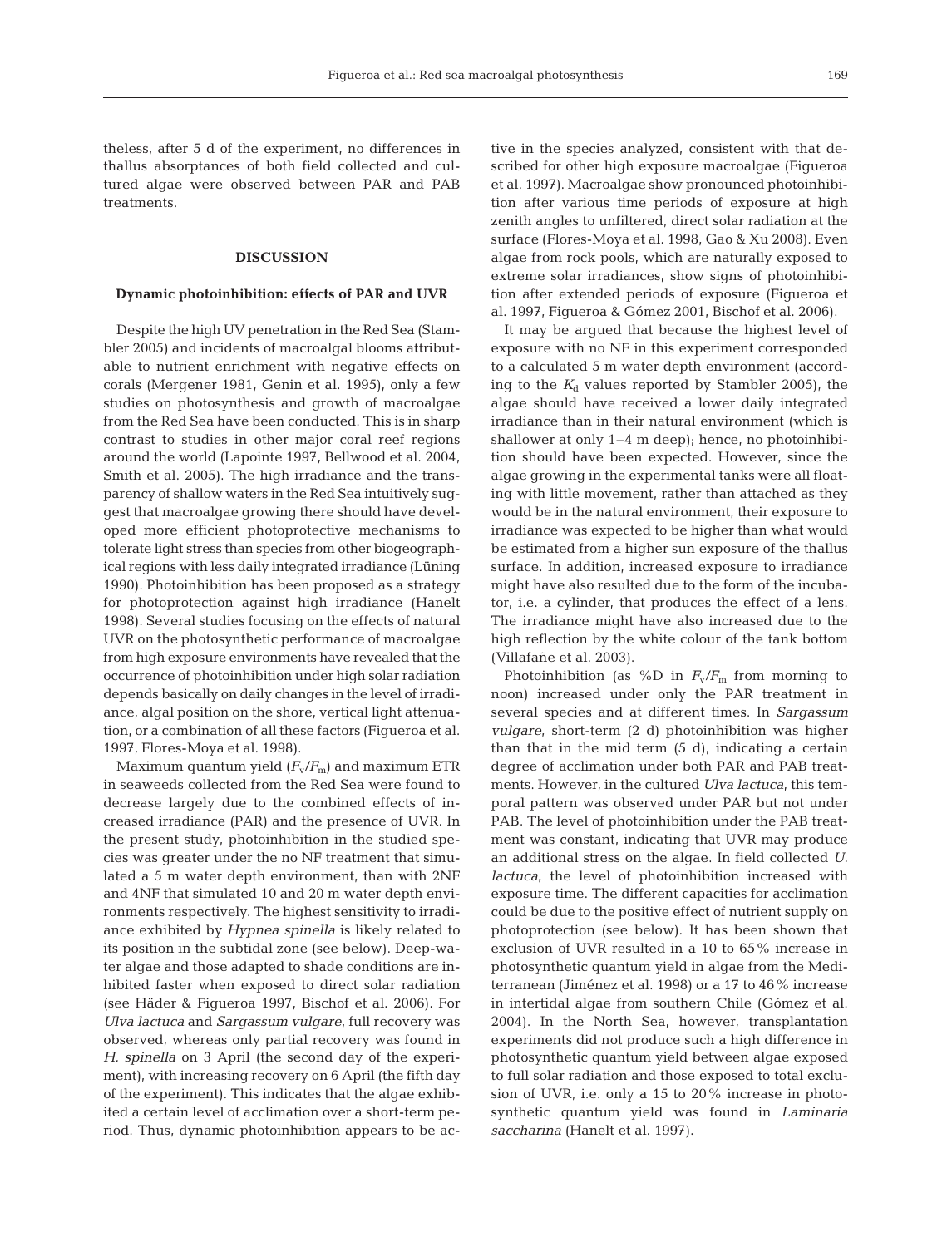theless, after 5 d of the experiment, no differences in thallus absorptances of both field collected and cultured algae were observed between PAR and PAB treatments.

## DISCUSSION

### Dynamic photoinhibition: effects of PAR and UVR

Despite the high UV penetration in the Red Sea (Stambler 2005) and incidents of macroalgal blooms attributable to nutrient enrichment with negative effects on corals (Mergener 1981, Genin et al. 1995), only a few studies on photosynthesis and growth of macroalgae from the Red Sea have been conducted. This is in sharp contrast to studies in other major coral reef regions around the world (Lapointe 1997, Bellwood et al. 2004, Smith et al. 2005). The high irradiance and the transparency of shallow waters in the Red Sea intuitively suggest that macroalgae growing there should have developed more efficient photoprotective mechanisms to tolerate light stress than species from other biogeographical regions with less daily integrated irradiance (Lüning 1990). Photoinhibition has been proposed as a strategy for photoprotection against high irradiance (Hanelt 1998). Several studies focusing on the effects of natural UVR on the photosynthetic performance of macroalgae from high exposure environments have revealed that the occurrence of photoinhibition under high solar radiation depends basically on daily changes in the level of irradiance, algal position on the shore, vertical light attenuation, or a combination of all these factors (Figueroa et al. 1997, Flores-Moya et al. 1998).

Maximum quantum yield ($F_v/F_m$) and maximum ETR in seaweeds collected from the Red Sea were found to decrease largely due to the combined effects of increased irradiance (PAR) and the presence of UVR. In the present study, photoinhibition in the studied species was greater under the no NF treatment that simulated a 5 m water depth environment, than with 2NF and 4NF that simulated 10 and 20 m water depth environments respectively. The highest sensitivity to irradiance exhibited by *Hypnea spinella* is likely related to its position in the subtidal zone (see below). Deep-water algae and those adapted to shade conditions are inhibited faster when exposed to direct solar radiation (see Häder & Figueroa 1997, Bischof et al. 2006). For *Ulva lactuca* and *Sargassum vulgare*, full recovery was observed, whereas only partial recovery was found in *H. spinella* on 3 April (the second day of the experiment), with increasing recovery on 6 April (the fifth day of the experiment). This indicates that the algae exhibited a certain level of acclimation over a short-term period. Thus, dynamic photoinhibition appears to be active in the species analyzed, consistent with that described for other high exposure macroalgae (Figueroa et al. 1997). Macroalgae show pronounced photoinhibition after various time periods of exposure at high zenith angles to unfiltered, direct solar radiation at the surface (Flores-Moya et al. 1998, Gao & Xu 2008). Even algae from rock pools, which are naturally exposed to extreme solar irradiances, show signs of photoinhibition after extended periods of exposure (Figueroa et al. 1997, Figueroa & Gómez 2001, Bischof et al. 2006).

It may be argued that because the highest level of exposure with no NF in this experiment corresponded to a calculated 5 m water depth environment (according to the $K_d$ values reported by Stambler 2005), the algae should have received a lower daily integrated irradiance than in their natural environment (which is shallower at only 1–4 m deep); hence, no photoinhibition should have been expected. However, since the algae growing in the experimental tanks were all floating with little movement, rather than attached as they would be in the natural environment, their exposure to irradiance was expected to be higher than what would be estimated from a higher sun exposure of the thallus surface. In addition, increased exposure to irradiance might have also resulted due to the form of the incubator, i.e. a cylinder, that produces the effect of a lens. The irradiance might have also increased due to the high reflection by the white colour of the tank bottom (Villafañe et al. 2003).

Photoinhibition (as %D in $F_v/F_m$ from morning to noon) increased under only the PAR treatment in several species and at different times. In *Sargassum vulgare*, short-term (2 d) photoinhibition was higher than that in the mid term (5 d), indicating a certain degree of acclimation under both PAR and PAB treatments. However, in the cultured *Ulva lactuca*, this temporal pattern was observed under PAR but not under PAB. The level of photoinhibition under the PAB treatment was constant, indicating that UVR may produce an additional stress on the algae. In field collected *U. lactuca*, the level of photoinhibition increased with exposure time. The different capacities for acclimation could be due to the positive effect of nutrient supply on photoprotection (see below). It has been shown that exclusion of UVR resulted in a 10 to 65% increase in photosynthetic quantum yield in algae from the Mediterranean (Jiménez et al. 1998) or a 17 to 46% increase in intertidal algae from southern Chile (Gómez et al. 2004). In the North Sea, however, transplantation experiments did not produce such a high difference in photosynthetic quantum yield between algae exposed to full solar radiation and those exposed to total exclusion of UVR, i.e. only a 15 to 20% increase in photosynthetic quantum yield was found in *Laminaria saccharina* (Hanelt et al. 1997).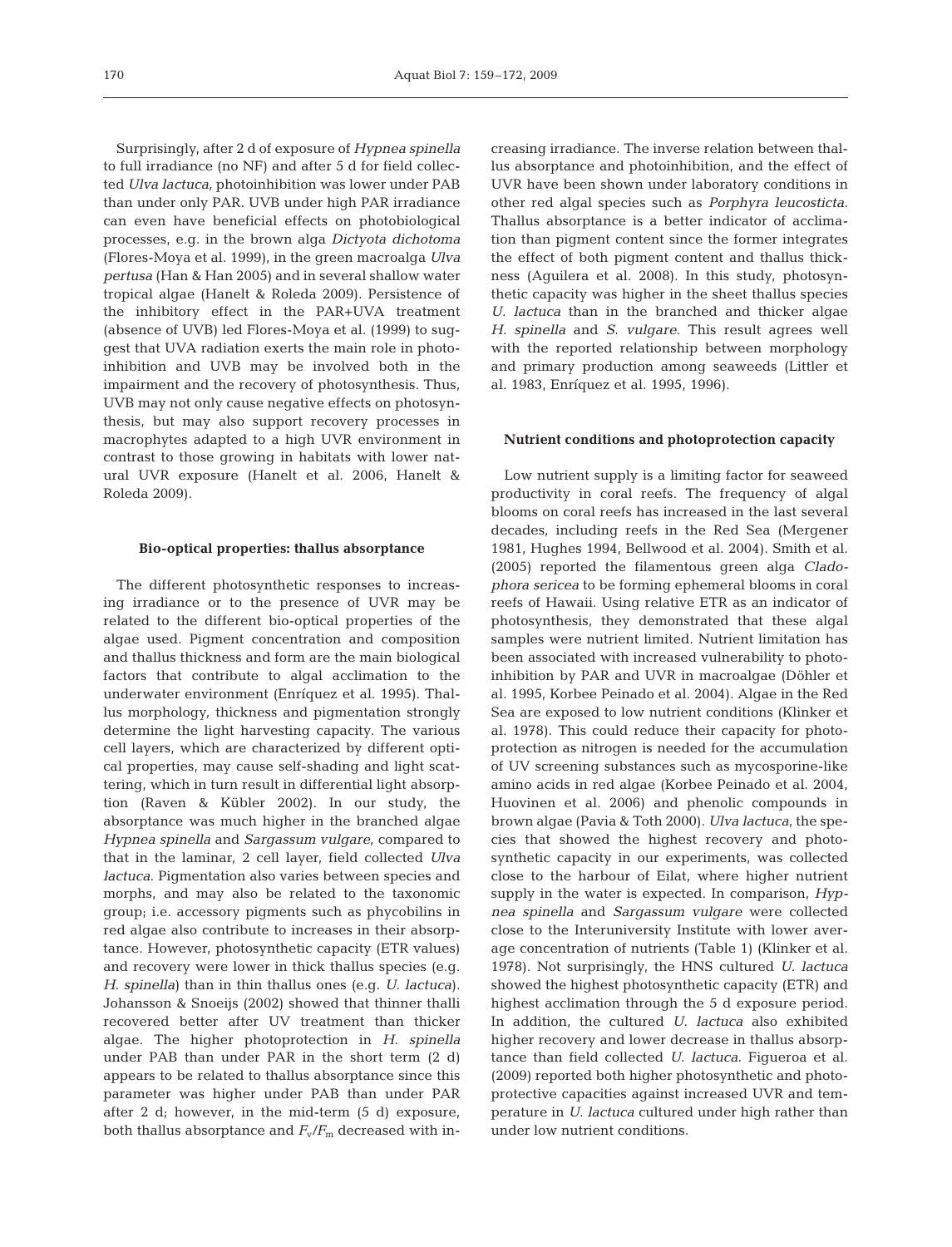Surprisingly, after 2 d of exposure of *Hypnea spinella* to full irradiance (no NF) and after 5 d for field collected *Ulva lactuca*, photoinhibition was lower under PAB than under only PAR. UVB under high PAR irradiance can even have beneficial effects on photobiological processes, e.g. in the brown alga *Dictyota dichotoma* (Flores-Moya et al. 1999), in the green macroalga *Ulva pertusa* (Han & Han 2005) and in several shallow water tropical algae (Hanelt & Roleda 2009). Persistence of the inhibitory effect in the PAR+UVA treatment (absence of UVB) led Flores-Moya et al. (1999) to suggest that UVA radiation exerts the main role in photoinhibition and UVB may be involved both in the impairment and the recovery of photosynthesis. Thus, UVB may not only cause negative effects on photosynthesis, but may also support recovery processes in macrophytes adapted to a high UVR environment in contrast to those growing in habitats with lower natural UVR exposure (Hanelt et al. 2006, Hanelt & Roleda 2009).

### Bio-optical properties: thallus absorptance

The different photosynthetic responses to increasing irradiance or to the presence of UVR may be related to the different bio-optical properties of the algae used. Pigment concentration and composition and thallus thickness and form are the main biological factors that contribute to algal acclimation to the underwater environment (Enríquez et al. 1995). Thallus morphology, thickness and pigmentation strongly determine the light harvesting capacity. The various cell layers, which are characterized by different optical properties, may cause self-shading and light scattering, which in turn result in differential light absorption (Raven & Kübler 2002). In our study, the absorptance was much higher in the branched algae *Hypnea spinella* and *Sargassum vulgare*, compared to that in the laminar, 2 cell layer, field collected *Ulva lactuca*. Pigmentation also varies between species and morphs, and may also be related to the taxonomic group; i.e. accessory pigments such as phycobilins in red algae also contribute to increases in their absorptance. However, photosynthetic capacity (ETR values) and recovery were lower in thick thallus species (e.g. *H. spinella*) than in thin thallus ones (e.g. *U. lactuca*). Johansson & Snoeijs (2002) showed that thinner thalli recovered better after UV treatment than thicker algae. The higher photoprotection in *H. spinella* under PAB than under PAR in the short term (2 d) appears to be related to thallus absorptance since this parameter was higher under PAB than under PAR after 2 d; however, in the mid-term (5 d) exposure, both thallus absorptance and $F_v/F_m$ decreased with increasing irradiance. The inverse relation between thallus absorptance and photoinhibition, and the effect of UVR have been shown under laboratory conditions in other red algal species such as *Porphyra leucosticta.* Thallus absorptance is a better indicator of acclimation than pigment content since the former integrates the effect of both pigment content and thallus thickness (Aguilera et al. 2008). In this study, photosynthetic capacity was higher in the sheet thallus species *U. lactuca* than in the branched and thicker algae *H. spinella* and *S. vulgare*. This result agrees well with the reported relationship between morphology and primary production among seaweeds (Littler et al. 1983, Enríquez et al. 1995, 1996).

### Nutrient conditions and photoprotection capacity

Low nutrient supply is a limiting factor for seaweed productivity in coral reefs. The frequency of algal blooms on coral reefs has increased in the last several decades, including reefs in the Red Sea (Mergener 1981, Hughes 1994, Bellwood et al. 2004). Smith et al. (2005) reported the filamentous green alga *Cladophora sericea* to be forming ephemeral blooms in coral reefs of Hawaii. Using relative ETR as an indicator of photosynthesis, they demonstrated that these algal samples were nutrient limited. Nutrient limitation has been associated with increased vulnerability to photoinhibition by PAR and UVR in macroalgae (Döhler et al. 1995, Korbee Peinado et al. 2004). Algae in the Red Sea are exposed to low nutrient conditions (Klinker et al. 1978). This could reduce their capacity for photoprotection as nitrogen is needed for the accumulation of UV screening substances such as mycosporine-like amino acids in red algae (Korbee Peinado et al. 2004, Huovinen et al. 2006) and phenolic compounds in brown algae (Pavia & Toth 2000). *Ulva lactuca*, the species that showed the highest recovery and photosynthetic capacity in our experiments, was collected close to the harbour of Eilat, where higher nutrient supply in the water is expected. In comparison, *Hypnea spinella* and *Sargassum vulgare* were collected close to the Interuniversity Institute with lower average concentration of nutrients (Table 1) (Klinker et al. 1978). Not surprisingly, the HNS cultured *U. lactuca* showed the highest photosynthetic capacity (ETR) and highest acclimation through the 5 d exposure period. In addition, the cultured *U. lactuca* also exhibited higher recovery and lower decrease in thallus absorptance than field collected *U. lactuca*. Figueroa et al. (2009) reported both higher photosynthetic and photoprotective capacities against increased UVR and temperature in *U. lactuca* cultured under high rather than under low nutrient conditions.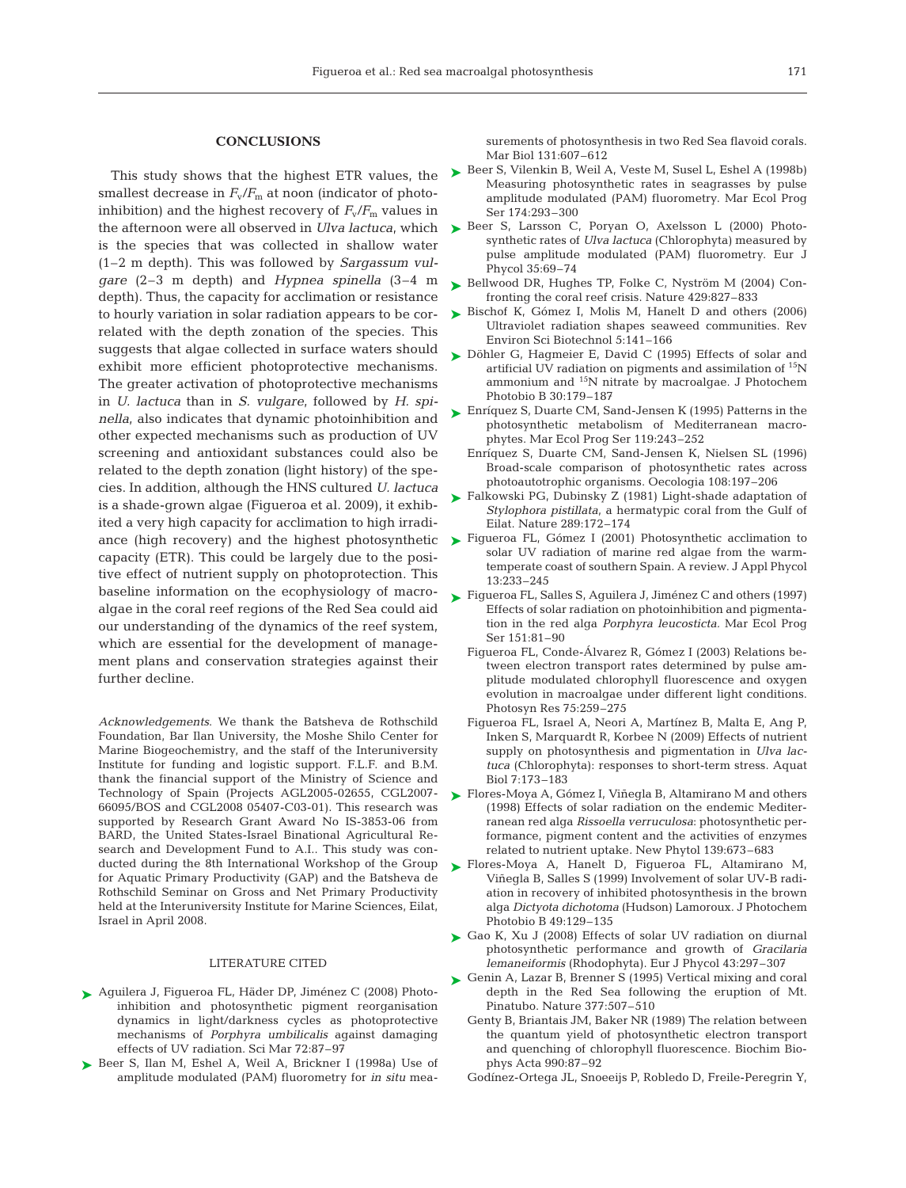## CONCLUSIONS

This study shows that the highest ETR values, the smallest decrease in $F_v/F_m$ at noon (indicator of photoinhibition) and the highest recovery of $F_v/F_m$ values in the afternoon were all observed in *Ulva lactuca*, which is the species that was collected in shallow water (1–2 m depth). This was followed by *Sargassum vulgare* (2–3 m depth) and *Hypnea spinella* (3–4 m depth). Thus, the capacity for acclimation or resistance to hourly variation in solar radiation appears to be correlated with the depth zonation of the species. This suggests that algae collected in surface waters should exhibit more efficient photoprotective mechanisms. The greater activation of photoprotective mechanisms in *U. lactuca* than in *S. vulgare*, followed by *H. spinella*, also indicates that dynamic photoinhibition and other expected mechanisms such as production of UV screening and antioxidant substances could also be related to the depth zonation (light history) of the species. In addition, although the HNS cultured *U. lactuca* is a shade-grown algae (Figueroa et al. 2009), it exhibited a very high capacity for acclimation to high irradiance (high recovery) and the highest photosynthetic capacity (ETR). This could be largely due to the positive effect of nutrient supply on photoprotection. This baseline information on the ecophysiology of macroalgae in the coral reef regions of the Red Sea could aid our understanding of the dynamics of the reef system, which are essential for the development of management plans and conservation strategies against their further decline.

*Acknowledgements.* We thank the Batsheva de Rothschild Foundation, Bar Ilan University, the Moshe Shilo Center for Marine Biogeochemistry, and the staff of the Interuniversity Institute for funding and logistic support. F.L.F. and B.M. thank the financial support of the Ministry of Science and Technology of Spain (Projects AGL2005-02655, CGL2007-66095/BOS and CGL2008 05407-C03-01). This research was supported by Research Grant Award No IS-3853-06 from BARD, the United States-Israel Binational Agricultural Research and Development Fund to A.I.. This study was conducted during the 8th International Workshop of the Group for Aquatic Primary Productivity (GAP) and the Batsheva de Rothschild Seminar on Gross and Net Primary Productivity held at the Interuniversity Institute for Marine Sciences, Eilat, Israel in April 2008.

## LITERATURE CITED

- Aguilera J, Figueroa FL, Häder DP, Jiménez C (2008) Photoinhibition and photosynthetic pigment reorganisation dynamics in light/darkness cycles as photoprotective mechanisms of *Porphyra umbilicalis* against damaging effects of UV radiation. Sci Mar 72:87–97
- Beer S, Ilan M, Eshel A, Weil A, Brickner I (1998a) Use of amplitude modulated (PAM) fluorometry for *in situ* measurements of photosynthesis in two Red Sea flavoid corals. Mar Biol 131:607–612
- Beer S, Vilenkin B, Weil A, Veste M, Susel L, Eshel A (1998b) Measuring photosynthetic rates in seagrasses by pulse amplitude modulated (PAM) fluorometry. Mar Ecol Prog Ser 174:293–300
- Beer S, Larsson C, Poryan O, Axelsson L (2000) Photosynthetic rates of *Ulva lactuca* (Chlorophyta) measured by pulse amplitude modulated (PAM) fluorometry. Eur J Phycol 35:69–74
- Bellwood DR, Hughes TP, Folke C, Nyström M (2004) Confronting the coral reef crisis. Nature 429:827–833
- Bischof K, Gómez I, Molis M, Hanelt D and others (2006) Ultraviolet radiation shapes seaweed communities. Rev Environ Sci Biotechnol 5:141–166
- Döhler G, Hagmeier E, David C (1995) Effects of solar and artificial UV radiation on pigments and assimilation of $^{15}$N ammonium and $^{15}$N nitrate by macroalgae. J Photochem Photobio B 30:179–187
- Enríquez S, Duarte CM, Sand-Jensen K (1995) Patterns in the photosynthetic metabolism of Mediterranean macrophytes. Mar Ecol Prog Ser 119:243–252
- Enríquez S, Duarte CM, Sand-Jensen K, Nielsen SL (1996) Broad-scale comparison of photosynthetic rates across photoautotrophic organisms. Oecologia 108:197–206
- Falkowski PG, Dubinsky Z (1981) Light-shade adaptation of *Stylophora pistillata*, a hermatypic coral from the Gulf of Eilat. Nature 289:172–174
- Figueroa FL, Gómez I (2001) Photosynthetic acclimation to solar UV radiation of marine red algae from the warm-temperate coast of southern Spain. A review. J Appl Phycol 13:233–245
- Figueroa FL, Salles S, Aguilera J, Jiménez C and others (1997) Effects of solar radiation on photoinhibition and pigmentation in the red alga *Porphyra leucosticta*. Mar Ecol Prog Ser 151:81–90
- Figueroa FL, Conde-Álvarez R, Gómez I (2003) Relations between electron transport rates determined by pulse amplitude modulated chlorophyll fluorescence and oxygen evolution in macroalgae under different light conditions. Photosyn Res 75:259–275
- Figueroa FL, Israel A, Neori A, Martínez B, Malta E, Ang P, Inken S, Marquardt R, Korbee N (2009) Effects of nutrient supply on photosynthesis and pigmentation in *Ulva lactuca* (Chlorophyta): responses to short-term stress. Aquat Biol 7:173–183
- Flores-Moya A, Gómez I, Viñegla B, Altamirano M and others (1998) Effects of solar radiation on the endemic Mediterranean red alga *Rissoella verruculosa*: photosynthetic performance, pigment content and the activities of enzymes related to nutrient uptake. New Phytol 139:673–683
- Flores-Moya A, Hanelt D, Figueroa FL, Altamirano M, Viñegla B, Salles S (1999) Involvement of solar UV-B radiation in recovery of inhibited photosynthesis in the brown alga *Dictyota dichotoma* (Hudson) Lamoroux. J Photochem Photobio B 49:129–135
- Gao K, Xu J (2008) Effects of solar UV radiation on diurnal photosynthetic performance and growth of *Gracilaria lemaneiformis* (Rhodophyta). Eur J Phycol 43:297–307
- Genin A, Lazar B, Brenner S (1995) Vertical mixing and coral depth in the Red Sea following the eruption of Mt. Pinatubo. Nature 377:507–510
- Genty B, Briantais JM, Baker NR (1989) The relation between the quantum yield of photosynthetic electron transport and quenching of chlorophyll fluorescence. Biochim Biophys Acta 990:87–92
- Godínez-Ortega JL, Snoeeijs P, Robledo D, Freile-Peregrin Y,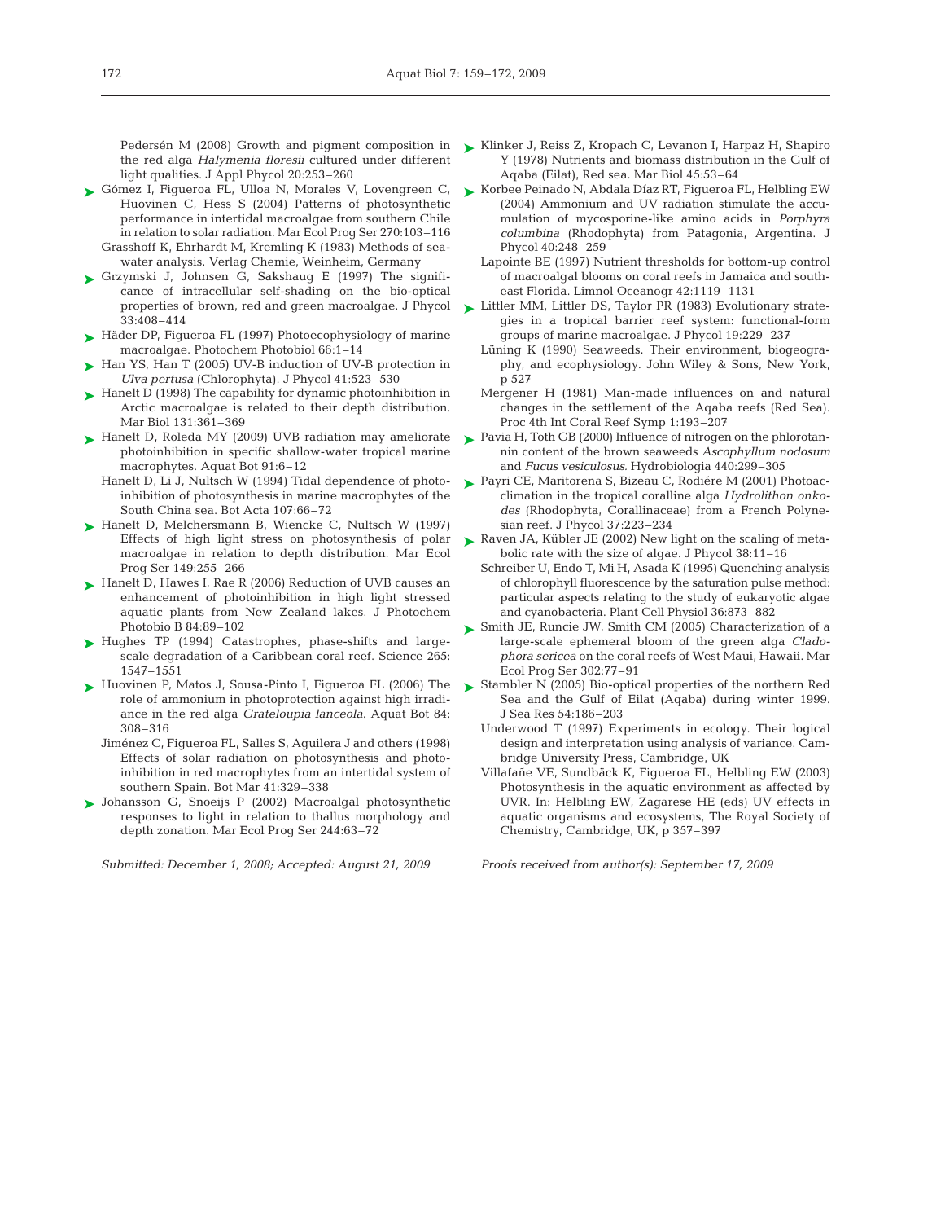Pedersén M (2008) Growth and pigment composition in the red alga *Halymenia floresii* cultured under different light qualities. J Appl Phycol 20:253–260

Gómez I, Figueroa FL, Ulloa N, Morales V, Lovengreen C, Huovinen C, Hess S (2004) Patterns of photosynthetic performance in intertidal macroalgae from southern Chile in relation to solar radiation. Mar Ecol Prog Ser 270:103–116

Grasshoff K, Ehrhardt M, Kremling K (1983) Methods of seawater analysis. Verlag Chemie, Weinheim, Germany

Grzymski J, Johnsen G, Sakshaug E (1997) The significance of intracellular self-shading on the bio-optical properties of brown, red and green macroalgae. J Phycol 33:408–414

Häder DP, Figueroa FL (1997) Photoecophysiology of marine macroalgae. Photochem Photobiol 66:1–14

Han YS, Han T (2005) UV-B induction of UV-B protection in *Ulva pertusa* (Chlorophyta). J Phycol 41:523–530

Hanelt D (1998) The capability for dynamic photoinhibition in Arctic macroalgae is related to their depth distribution. Mar Biol 131:361–369

Hanelt D, Roleda MY (2009) UVB radiation may ameliorate photoinhibition in specific shallow-water tropical marine macrophytes. Aquat Bot 91:6–12

Hanelt D, Li J, Nultsch W (1994) Tidal dependence of photoinhibition of photosynthesis in marine macrophytes of the South China sea. Bot Acta 107:66–72

Hanelt D, Melchersmann B, Wiencke C, Nultsch W (1997) Effects of high light stress on photosynthesis of polar macroalgae in relation to depth distribution. Mar Ecol Prog Ser 149:255–266

Hanelt D, Hawes I, Rae R (2006) Reduction of UVB causes an enhancement of photoinhibition in high light stressed aquatic plants from New Zealand lakes. J Photochem Photobio B 84:89–102

Hughes TP (1994) Catastrophes, phase-shifts and large-scale degradation of a Caribbean coral reef. Science 265: 1547–1551

Huovinen P, Matos J, Sousa-Pinto I, Figueroa FL (2006) The role of ammonium in photoprotection against high irradiance in the red alga *Grateloupia lanceola*. Aquat Bot 84: 308–316

Jiménez C, Figueroa FL, Salles S, Aguilera J and others (1998) Effects of solar radiation on photosynthesis and photoinhibition in red macrophytes from an intertidal system of southern Spain. Bot Mar 41:329–338

Johansson G, Snoeijs P (2002) Macroalgal photosynthetic responses to light in relation to thallus morphology and depth zonation. Mar Ecol Prog Ser 244:63–72

Klinker J, Reiss Z, Kropach C, Levanon I, Harpaz H, Shapiro Y (1978) Nutrients and biomass distribution in the Gulf of Aqaba (Eilat), Red sea. Mar Biol 45:53–64

Korbee Peinado N, Abdala Díaz RT, Figueroa FL, Helbling EW (2004) Ammonium and UV radiation stimulate the accumulation of mycosporine-like amino acids in *Porphyra columbina* (Rhodophyta) from Patagonia, Argentina. J Phycol 40:248–259

Lapointe BE (1997) Nutrient thresholds for bottom-up control of macroalgal blooms on coral reefs in Jamaica and southeast Florida. Limnol Oceanogr 42:1119–1131

Littler MM, Littler DS, Taylor PR (1983) Evolutionary strategies in a tropical barrier reef system: functional-form groups of marine macroalgae. J Phycol 19:229–237

Lüning K (1990) Seaweeds. Their environment, biogeography, and ecophysiology. John Wiley & Sons, New York, p 527

Mergener H (1981) Man-made influences on and natural changes in the settlement of the Aqaba reefs (Red Sea). Proc 4th Int Coral Reef Symp 1:193–207

Pavia H, Toth GB (2000) Influence of nitrogen on the phlorotannin content of the brown seaweeds *Ascophyllum nodosum* and *Fucus vesiculosus*. Hydrobiologia 440:299–305

Payri CE, Maritorena S, Bizeau C, Rodiére M (2001) Photoacclimation in the tropical coralline alga *Hydrolithon onkodes* (Rhodophyta, Corallinaceae) from a French Polynesian reef. J Phycol 37:223–234

Raven JA, Kübler JE (2002) New light on the scaling of metabolic rate with the size of algae. J Phycol 38:11–16

Schreiber U, Endo T, Mi H, Asada K (1995) Quenching analysis of chlorophyll fluorescence by the saturation pulse method: particular aspects relating to the study of eukaryotic algae and cyanobacteria. Plant Cell Physiol 36:873–882

Smith JE, Runcie JW, Smith CM (2005) Characterization of a large-scale ephemeral bloom of the green alga *Cladophora sericea* on the coral reefs of West Maui, Hawaii. Mar Ecol Prog Ser 302:77–91

Stambler N (2005) Bio-optical properties of the northern Red Sea and the Gulf of Eilat (Aqaba) during winter 1999. J Sea Res 54:186–203

Underwood T (1997) Experiments in ecology. Their logical design and interpretation using analysis of variance. Cambridge University Press, Cambridge, UK

Villafañe VE, Sundbäck K, Figueroa FL, Helbling EW (2003) Photosynthesis in the aquatic environment as affected by UVR. In: Helbling EW, Zagarese HE (eds) UV effects in aquatic organisms and ecosystems, The Royal Society of Chemistry, Cambridge, UK, p 357–397

*Submitted: December 1, 2008; Accepted: August 21, 2009*

*Proofs received from author(s): September 17, 2009*